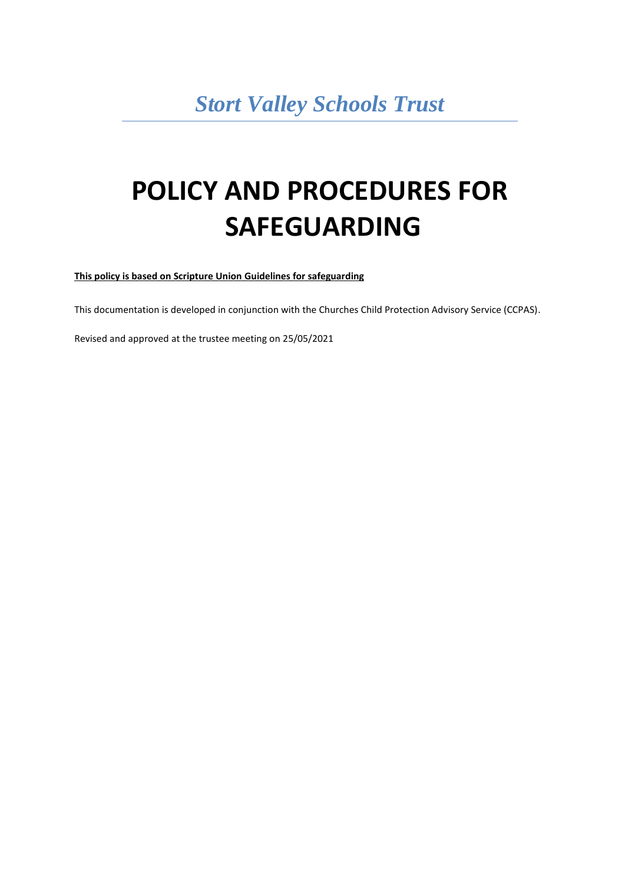*Stort Valley Schools Trust*

# POLICY AND PROCEDURES FOR SAFEGUARDING

**This policy is based on Scripture Union Guidelines for safeguarding**

This documentation is developed in conjunction with the Churches Child Protection Advisory Service (CCPAS).

Revised and approved at the trustee meeting on 25/05/2021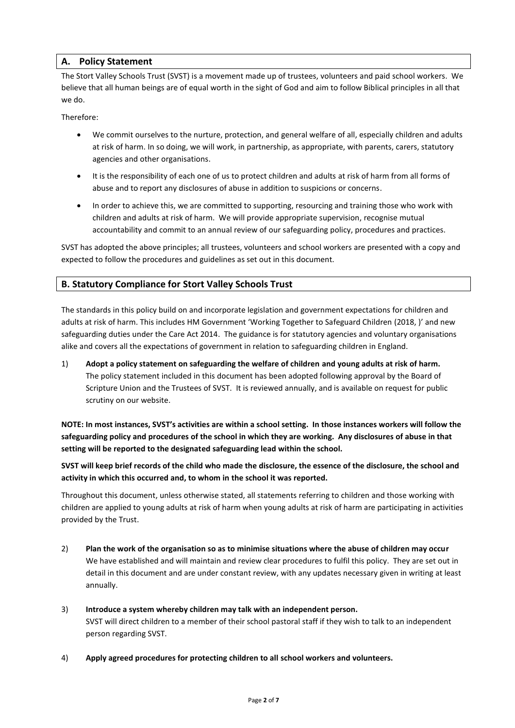## A. Policy Statement

The Stort Valley Schools Trust (SVST) is a movement made up of trustees, volunteers and paid school workers. We believe that all human beings are of equal worth in the sight of God and aim to follow Biblical principles in all that we do.

Therefore:

- We commit ourselves to the nurture, protection, and general welfare of all, especially children and adults at risk of harm. In so doing, we will work, in partnership, as appropriate, with parents, carers, statutory agencies and other organisations.
- It is the responsibility of each one of us to protect children and adults at risk of harm from all forms of abuse and to report any disclosures of abuse in addition to suspicions or concerns.
- In order to achieve this, we are committed to supporting, resourcing and training those who work with children and adults at risk of harm. We will provide appropriate supervision, recognise mutual accountability and commit to an annual review of our safeguarding policy, procedures and practices.

SVST has adopted the above principles; all trustees, volunteers and school workers are presented with a copy and expected to follow the procedures and guidelines as set out in this document.

## B. Statutory Compliance for Stort Valley Schools Trust

The standards in this policy build on and incorporate legislation and government expectations for children and adults at risk of harm. This includes HM Government 'Working Together to Safeguard Children (2018, )' and new safeguarding duties under the Care Act 2014. The guidance is for statutory agencies and voluntary organisations alike and covers all the expectations of government in relation to safeguarding children in England.

1) **Adopt a policy statement on safeguarding the welfare of children and young adults at risk of harm.**
   The policy statement included in this document has been adopted following approval by the Board of Scripture Union and the Trustees of SVST. It is reviewed annually, and is available on request for public scrutiny on our website.

**NOTE: In most instances, SVST's activities are within a school setting. In those instances workers will follow the safeguarding policy and procedures of the school in which they are working. Any disclosures of abuse in that setting will be reported to the designated safeguarding lead within the school.**

**SVST will keep brief records of the child who made the disclosure, the essence of the disclosure, the school and activity in which this occurred and, to whom in the school it was reported.**

Throughout this document, unless otherwise stated, all statements referring to children and those working with children are applied to young adults at risk of harm when young adults at risk of harm are participating in activities provided by the Trust.

2) **Plan the work of the organisation so as to minimise situations where the abuse of children may occur**
   We have established and will maintain and review clear procedures to fulfil this policy. They are set out in detail in this document and are under constant review, with any updates necessary given in writing at least annually.

3) **Introduce a system whereby children may talk with an independent person.**
   SVST will direct children to a member of their school pastoral staff if they wish to talk to an independent person regarding SVST.

4) **Apply agreed procedures for protecting children to all school workers and volunteers.**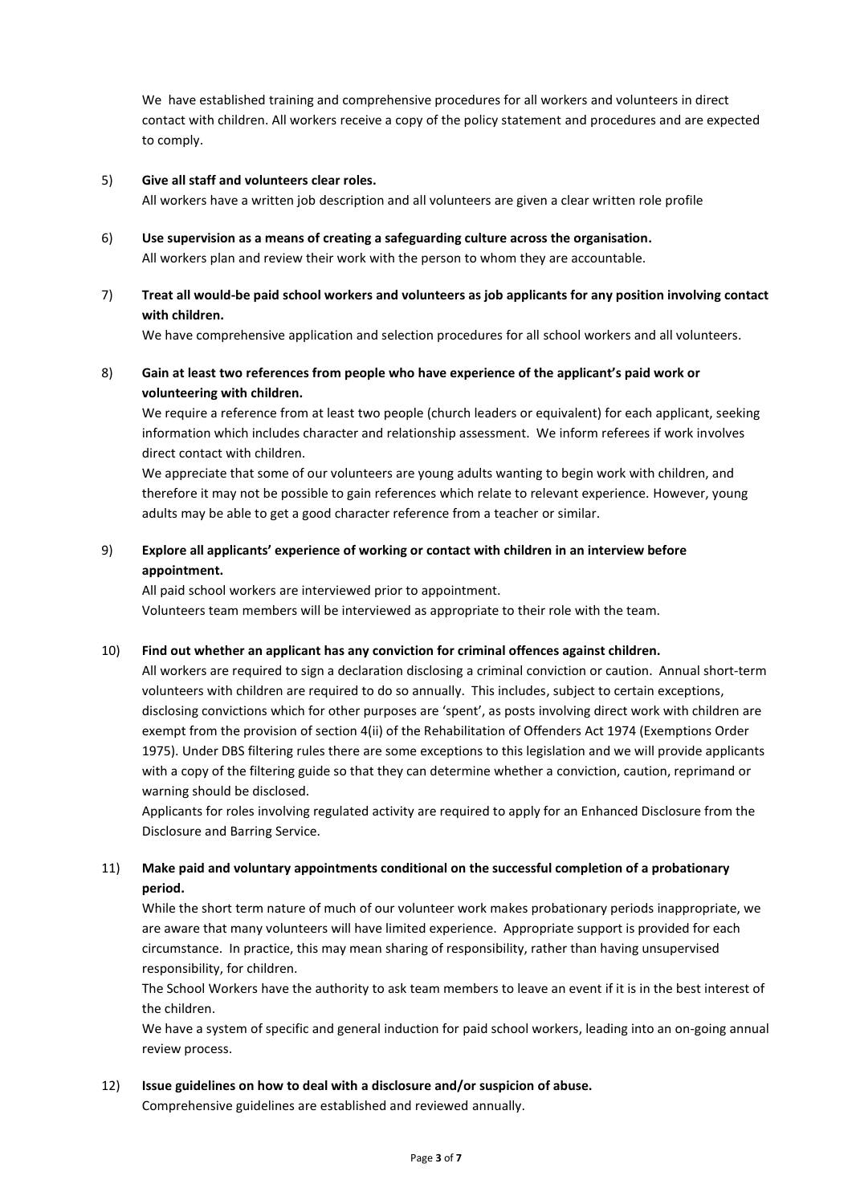We have established training and comprehensive procedures for all workers and volunteers in direct contact with children. All workers receive a copy of the policy statement and procedures and are expected to comply.

5) **Give all staff and volunteers clear roles.**
   All workers have a written job description and all volunteers are given a clear written role profile

6) **Use supervision as a means of creating a safeguarding culture across the organisation.**
   All workers plan and review their work with the person to whom they are accountable.

7) **Treat all would-be paid school workers and volunteers as job applicants for any position involving contact with children.**
   We have comprehensive application and selection procedures for all school workers and all volunteers.

8) **Gain at least two references from people who have experience of the applicant's paid work or volunteering with children.**
   We require a reference from at least two people (church leaders or equivalent) for each applicant, seeking information which includes character and relationship assessment. We inform referees if work involves direct contact with children.
   We appreciate that some of our volunteers are young adults wanting to begin work with children, and therefore it may not be possible to gain references which relate to relevant experience. However, young adults may be able to get a good character reference from a teacher or similar.

9) **Explore all applicants' experience of working or contact with children in an interview before appointment.**
   All paid school workers are interviewed prior to appointment.
   Volunteers team members will be interviewed as appropriate to their role with the team.

10) **Find out whether an applicant has any conviction for criminal offences against children.**
    All workers are required to sign a declaration disclosing a criminal conviction or caution. Annual short-term volunteers with children are required to do so annually. This includes, subject to certain exceptions, disclosing convictions which for other purposes are 'spent', as posts involving direct work with children are exempt from the provision of section 4(ii) of the Rehabilitation of Offenders Act 1974 (Exemptions Order 1975). Under DBS filtering rules there are some exceptions to this legislation and we will provide applicants with a copy of the filtering guide so that they can determine whether a conviction, caution, reprimand or warning should be disclosed.
    Applicants for roles involving regulated activity are required to apply for an Enhanced Disclosure from the Disclosure and Barring Service.

11) **Make paid and voluntary appointments conditional on the successful completion of a probationary period.**
    While the short term nature of much of our volunteer work makes probationary periods inappropriate, we are aware that many volunteers will have limited experience. Appropriate support is provided for each circumstance. In practice, this may mean sharing of responsibility, rather than having unsupervised responsibility, for children.
    The School Workers have the authority to ask team members to leave an event if it is in the best interest of the children.
    We have a system of specific and general induction for paid school workers, leading into an on-going annual review process.

12) **Issue guidelines on how to deal with a disclosure and/or suspicion of abuse.**
    Comprehensive guidelines are established and reviewed annually.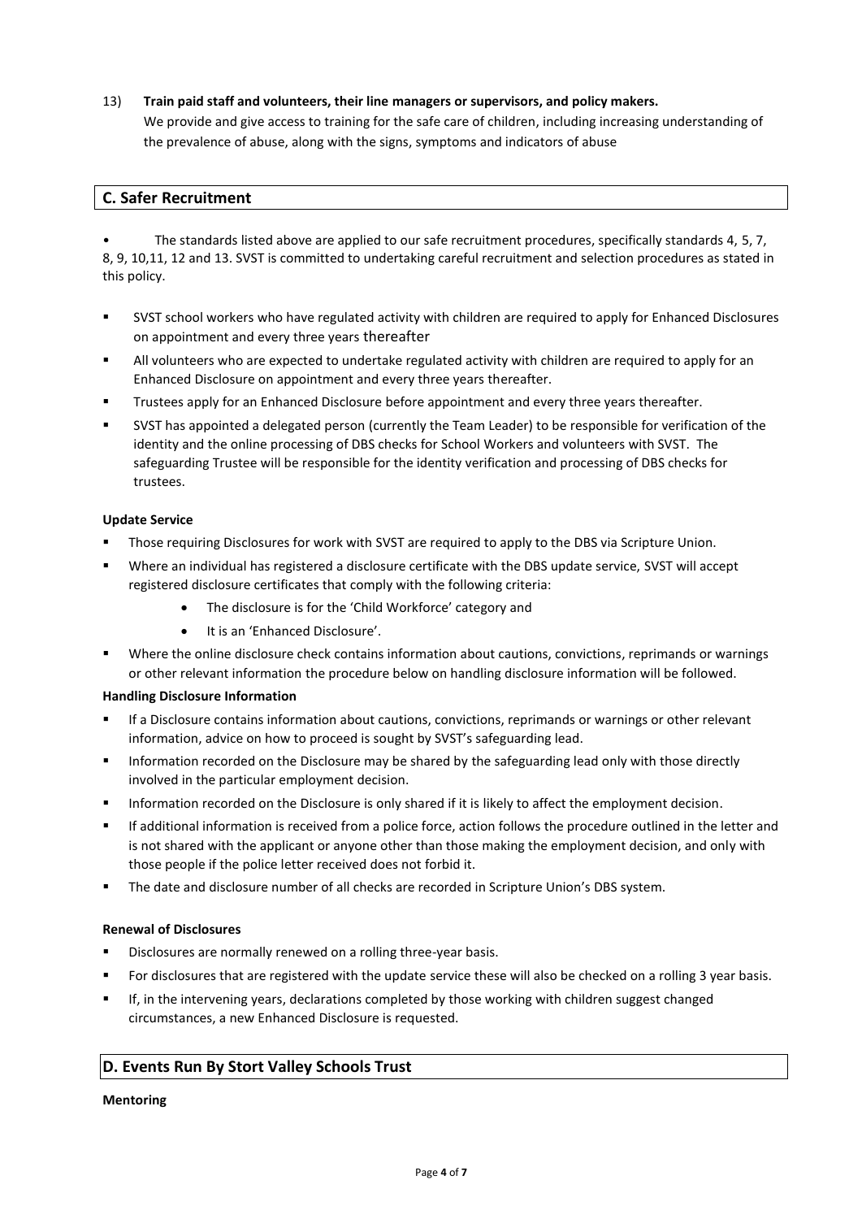13) **Train paid staff and volunteers, their line managers or supervisors, and policy makers.**
We provide and give access to training for the safe care of children, including increasing understanding of the prevalence of abuse, along with the signs, symptoms and indicators of abuse

## C. Safer Recruitment

- The standards listed above are applied to our safe recruitment procedures, specifically standards 4, 5, 7, 8, 9, 10,11, 12 and 13. SVST is committed to undertaking careful recruitment and selection procedures as stated in this policy.

- SVST school workers who have regulated activity with children are required to apply for Enhanced Disclosures on appointment and every three years thereafter
- All volunteers who are expected to undertake regulated activity with children are required to apply for an Enhanced Disclosure on appointment and every three years thereafter.
- Trustees apply for an Enhanced Disclosure before appointment and every three years thereafter.
- SVST has appointed a delegated person (currently the Team Leader) to be responsible for verification of the identity and the online processing of DBS checks for School Workers and volunteers with SVST. The safeguarding Trustee will be responsible for the identity verification and processing of DBS checks for trustees.

**Update Service**

- Those requiring Disclosures for work with SVST are required to apply to the DBS via Scripture Union.
- Where an individual has registered a disclosure certificate with the DBS update service, SVST will accept registered disclosure certificates that comply with the following criteria:
    - The disclosure is for the 'Child Workforce' category and
    - It is an 'Enhanced Disclosure'.
- Where the online disclosure check contains information about cautions, convictions, reprimands or warnings or other relevant information the procedure below on handling disclosure information will be followed.

**Handling Disclosure Information**

- If a Disclosure contains information about cautions, convictions, reprimands or warnings or other relevant information, advice on how to proceed is sought by SVST's safeguarding lead.
- Information recorded on the Disclosure may be shared by the safeguarding lead only with those directly involved in the particular employment decision.
- Information recorded on the Disclosure is only shared if it is likely to affect the employment decision.
- If additional information is received from a police force, action follows the procedure outlined in the letter and is not shared with the applicant or anyone other than those making the employment decision, and only with those people if the police letter received does not forbid it.
- The date and disclosure number of all checks are recorded in Scripture Union's DBS system.

**Renewal of Disclosures**

- Disclosures are normally renewed on a rolling three-year basis.
- For disclosures that are registered with the update service these will also be checked on a rolling 3 year basis.
- If, in the intervening years, declarations completed by those working with children suggest changed circumstances, a new Enhanced Disclosure is requested.

## D. Events Run By Stort Valley Schools Trust

**Mentoring**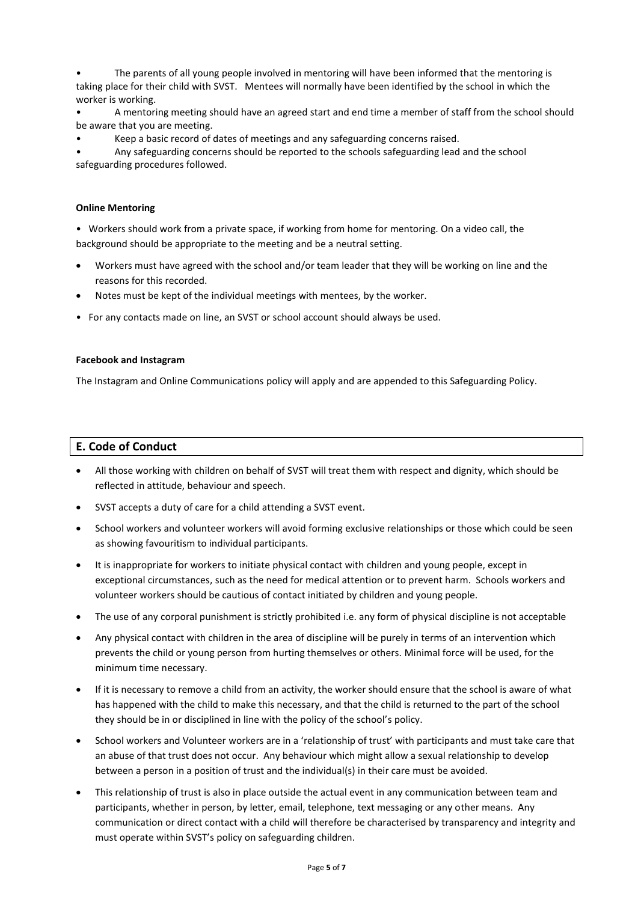- The parents of all young people involved in mentoring will have been informed that the mentoring is taking place for their child with SVST. Mentees will normally have been identified by the school in which the worker is working.
- A mentoring meeting should have an agreed start and end time a member of staff from the school should be aware that you are meeting.
- Keep a basic record of dates of meetings and any safeguarding concerns raised.
- Any safeguarding concerns should be reported to the schools safeguarding lead and the school safeguarding procedures followed.

**Online Mentoring**

- Workers should work from a private space, if working from home for mentoring. On a video call, the background should be appropriate to the meeting and be a neutral setting.
- Workers must have agreed with the school and/or team leader that they will be working on line and the reasons for this recorded.
- Notes must be kept of the individual meetings with mentees, by the worker.
- For any contacts made on line, an SVST or school account should always be used.

**Facebook and Instagram**

The Instagram and Online Communications policy will apply and are appended to this Safeguarding Policy.

## E. Code of Conduct

- All those working with children on behalf of SVST will treat them with respect and dignity, which should be reflected in attitude, behaviour and speech.
- SVST accepts a duty of care for a child attending a SVST event.
- School workers and volunteer workers will avoid forming exclusive relationships or those which could be seen as showing favouritism to individual participants.
- It is inappropriate for workers to initiate physical contact with children and young people, except in exceptional circumstances, such as the need for medical attention or to prevent harm. Schools workers and volunteer workers should be cautious of contact initiated by children and young people.
- The use of any corporal punishment is strictly prohibited i.e. any form of physical discipline is not acceptable
- Any physical contact with children in the area of discipline will be purely in terms of an intervention which prevents the child or young person from hurting themselves or others. Minimal force will be used, for the minimum time necessary.
- If it is necessary to remove a child from an activity, the worker should ensure that the school is aware of what has happened with the child to make this necessary, and that the child is returned to the part of the school they should be in or disciplined in line with the policy of the school's policy.
- School workers and Volunteer workers are in a 'relationship of trust' with participants and must take care that an abuse of that trust does not occur. Any behaviour which might allow a sexual relationship to develop between a person in a position of trust and the individual(s) in their care must be avoided.
- This relationship of trust is also in place outside the actual event in any communication between team and participants, whether in person, by letter, email, telephone, text messaging or any other means. Any communication or direct contact with a child will therefore be characterised by transparency and integrity and must operate within SVST's policy on safeguarding children.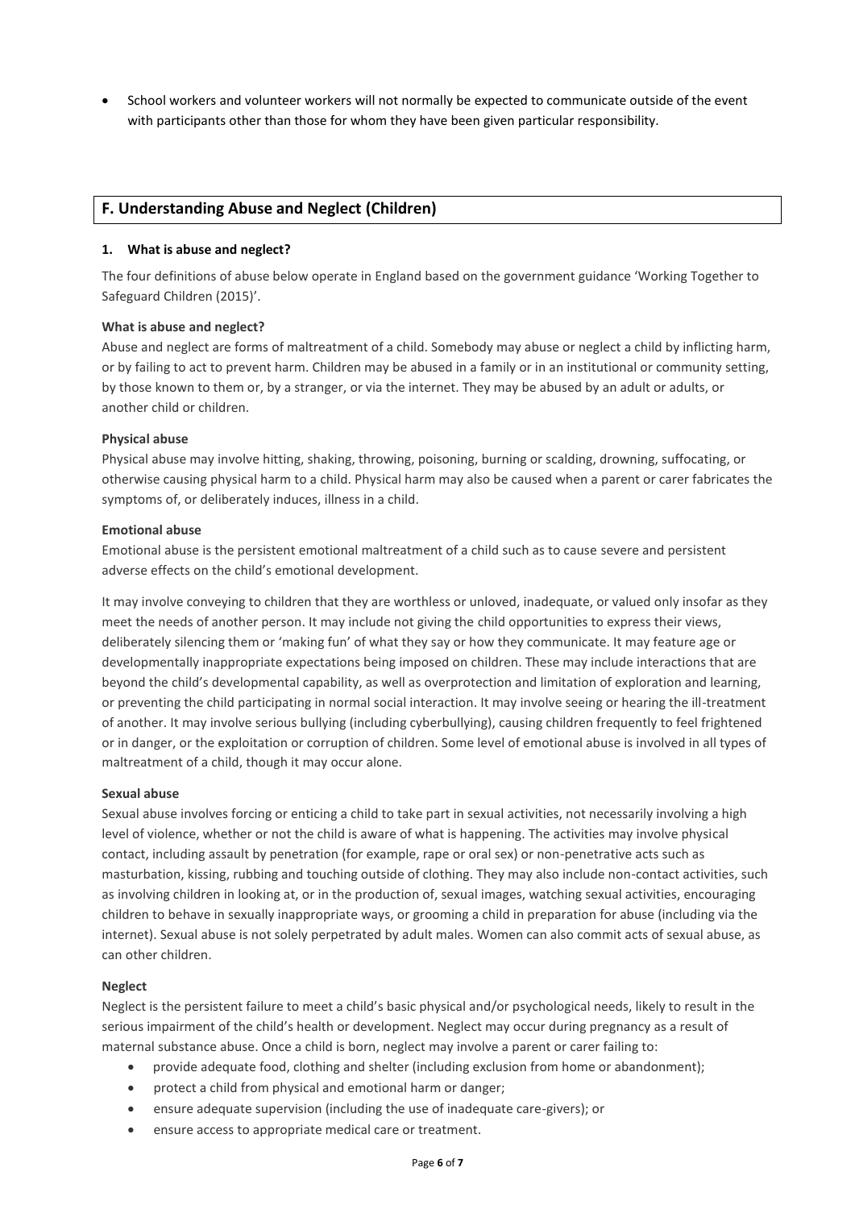- School workers and volunteer workers will not normally be expected to communicate outside of the event with participants other than those for whom they have been given particular responsibility.

## F. Understanding Abuse and Neglect (Children)

### 1. What is abuse and neglect?

The four definitions of abuse below operate in England based on the government guidance 'Working Together to Safeguard Children (2015)'.

**What is abuse and neglect?**

Abuse and neglect are forms of maltreatment of a child. Somebody may abuse or neglect a child by inflicting harm, or by failing to act to prevent harm. Children may be abused in a family or in an institutional or community setting, by those known to them or, by a stranger, or via the internet. They may be abused by an adult or adults, or another child or children.

**Physical abuse**

Physical abuse may involve hitting, shaking, throwing, poisoning, burning or scalding, drowning, suffocating, or otherwise causing physical harm to a child. Physical harm may also be caused when a parent or carer fabricates the symptoms of, or deliberately induces, illness in a child.

**Emotional abuse**

Emotional abuse is the persistent emotional maltreatment of a child such as to cause severe and persistent adverse effects on the child's emotional development.

It may involve conveying to children that they are worthless or unloved, inadequate, or valued only insofar as they meet the needs of another person. It may include not giving the child opportunities to express their views, deliberately silencing them or 'making fun' of what they say or how they communicate. It may feature age or developmentally inappropriate expectations being imposed on children. These may include interactions that are beyond the child's developmental capability, as well as overprotection and limitation of exploration and learning, or preventing the child participating in normal social interaction. It may involve seeing or hearing the ill-treatment of another. It may involve serious bullying (including cyberbullying), causing children frequently to feel frightened or in danger, or the exploitation or corruption of children. Some level of emotional abuse is involved in all types of maltreatment of a child, though it may occur alone.

**Sexual abuse**

Sexual abuse involves forcing or enticing a child to take part in sexual activities, not necessarily involving a high level of violence, whether or not the child is aware of what is happening. The activities may involve physical contact, including assault by penetration (for example, rape or oral sex) or non-penetrative acts such as masturbation, kissing, rubbing and touching outside of clothing. They may also include non-contact activities, such as involving children in looking at, or in the production of, sexual images, watching sexual activities, encouraging children to behave in sexually inappropriate ways, or grooming a child in preparation for abuse (including via the internet). Sexual abuse is not solely perpetrated by adult males. Women can also commit acts of sexual abuse, as can other children.

**Neglect**

Neglect is the persistent failure to meet a child's basic physical and/or psychological needs, likely to result in the serious impairment of the child's health or development. Neglect may occur during pregnancy as a result of maternal substance abuse. Once a child is born, neglect may involve a parent or carer failing to:

- provide adequate food, clothing and shelter (including exclusion from home or abandonment);
- protect a child from physical and emotional harm or danger;
- ensure adequate supervision (including the use of inadequate care-givers); or
- ensure access to appropriate medical care or treatment.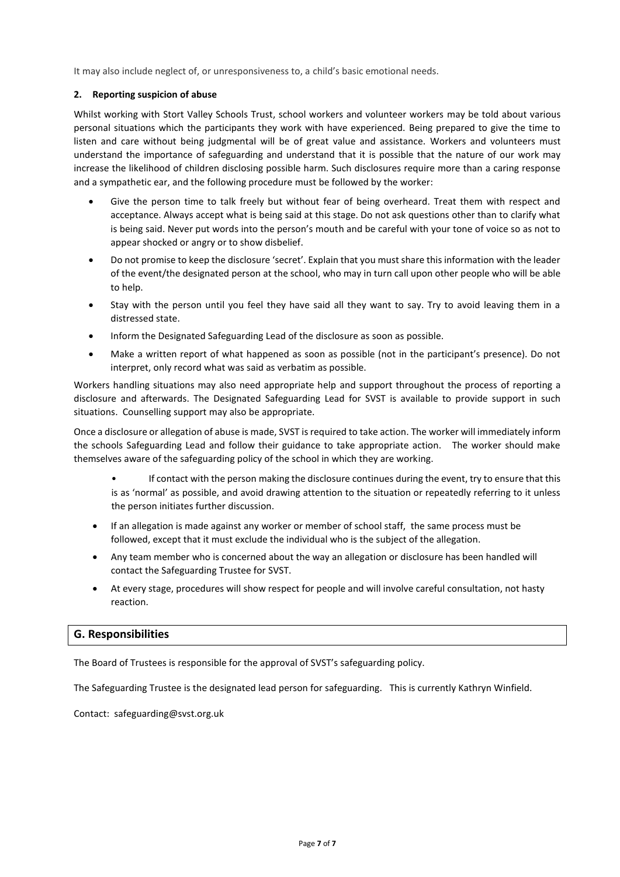It may also include neglect of, or unresponsiveness to, a child's basic emotional needs.

**2. Reporting suspicion of abuse**

Whilst working with Stort Valley Schools Trust, school workers and volunteer workers may be told about various personal situations which the participants they work with have experienced. Being prepared to give the time to listen and care without being judgmental will be of great value and assistance. Workers and volunteers must understand the importance of safeguarding and understand that it is possible that the nature of our work may increase the likelihood of children disclosing possible harm. Such disclosures require more than a caring response and a sympathetic ear, and the following procedure must be followed by the worker:

- Give the person time to talk freely but without fear of being overheard. Treat them with respect and acceptance. Always accept what is being said at this stage. Do not ask questions other than to clarify what is being said. Never put words into the person's mouth and be careful with your tone of voice so as not to appear shocked or angry or to show disbelief.
- Do not promise to keep the disclosure 'secret'. Explain that you must share this information with the leader of the event/the designated person at the school, who may in turn call upon other people who will be able to help.
- Stay with the person until you feel they have said all they want to say. Try to avoid leaving them in a distressed state.
- Inform the Designated Safeguarding Lead of the disclosure as soon as possible.
- Make a written report of what happened as soon as possible (not in the participant's presence). Do not interpret, only record what was said as verbatim as possible.

Workers handling situations may also need appropriate help and support throughout the process of reporting a disclosure and afterwards. The Designated Safeguarding Lead for SVST is available to provide support in such situations. Counselling support may also be appropriate.

Once a disclosure or allegation of abuse is made, SVST is required to take action. The worker will immediately inform the schools Safeguarding Lead and follow their guidance to take appropriate action. The worker should make themselves aware of the safeguarding policy of the school in which they are working.

- If contact with the person making the disclosure continues during the event, try to ensure that this is as 'normal' as possible, and avoid drawing attention to the situation or repeatedly referring to it unless the person initiates further discussion.
- If an allegation is made against any worker or member of school staff, the same process must be followed, except that it must exclude the individual who is the subject of the allegation.
- Any team member who is concerned about the way an allegation or disclosure has been handled will contact the Safeguarding Trustee for SVST.
- At every stage, procedures will show respect for people and will involve careful consultation, not hasty reaction.

## G. Responsibilities

The Board of Trustees is responsible for the approval of SVST's safeguarding policy.

The Safeguarding Trustee is the designated lead person for safeguarding. This is currently Kathryn Winfield.

Contact: safeguarding@svst.org.uk